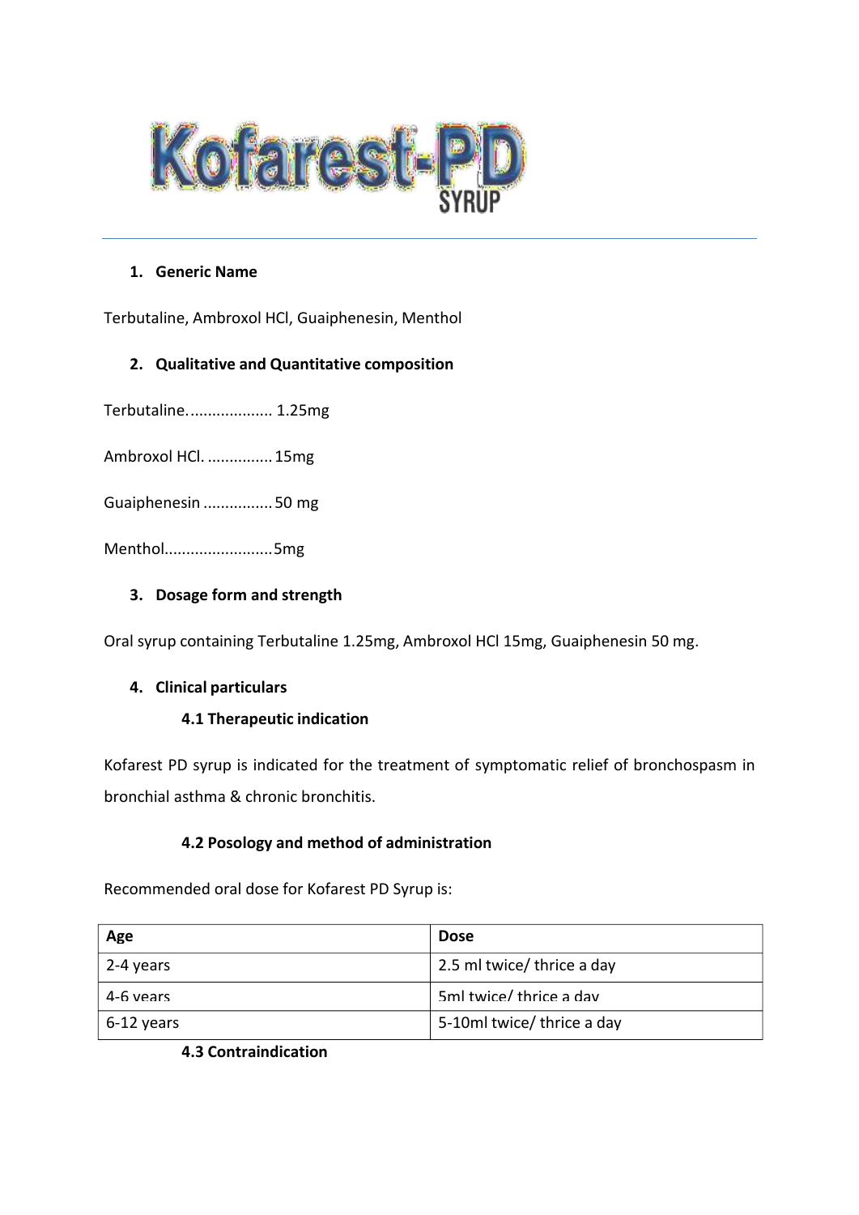# Kofarest-PD SYRUP

1. **Generic Name**

Terbutaline, Ambroxol HCl, Guaiphenesin, Menthol

2. **Qualitative and Quantitative composition**

Terbutaline................... 1.25mg

Ambroxol HCl. ............... 15mg

Guaiphenesin ................ 50 mg

Menthol.........................5mg

3. **Dosage form and strength**

Oral syrup containing Terbutaline 1.25mg, Ambroxol HCl 15mg, Guaiphenesin 50 mg.

4. **Clinical particulars**

### 4.1 Therapeutic indication

Kofarest PD syrup is indicated for the treatment of symptomatic relief of bronchospasm in bronchial asthma & chronic bronchitis.

### 4.2 Posology and method of administration

Recommended oral dose for Kofarest PD Syrup is:

| Age | Dose |
|---|---|
| 2-4 years | 2.5 ml twice/ thrice a day |
| 4-6 years | 5ml twice/ thrice a day |
| 6-12 years | 5-10ml twice/ thrice a day |

### 4.3 Contraindication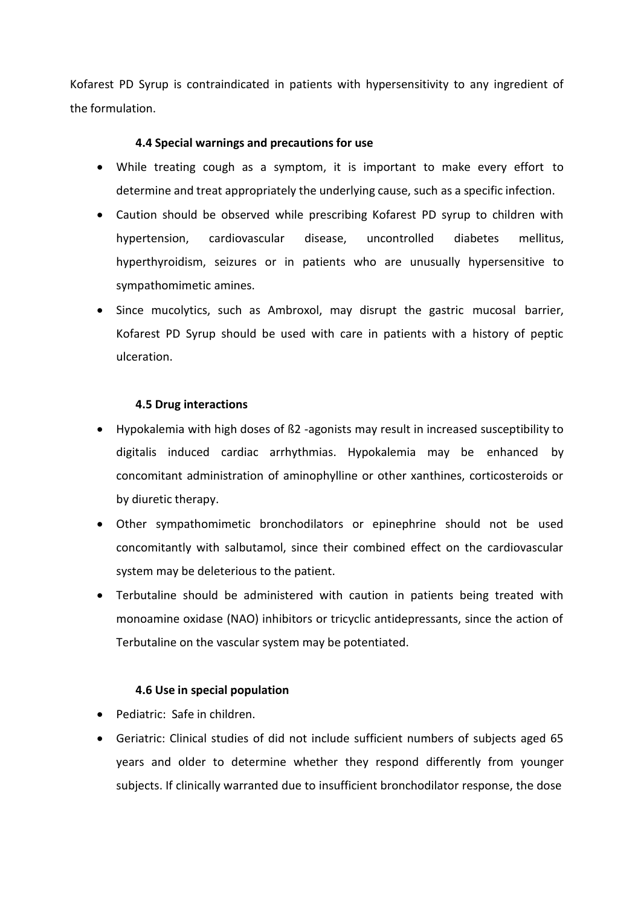Kofarest PD Syrup is contraindicated in patients with hypersensitivity to any ingredient of the formulation.

### 4.4 Special warnings and precautions for use

- While treating cough as a symptom, it is important to make every effort to determine and treat appropriately the underlying cause, such as a specific infection.
- Caution should be observed while prescribing Kofarest PD syrup to children with hypertension, cardiovascular disease, uncontrolled diabetes mellitus, hyperthyroidism, seizures or in patients who are unusually hypersensitive to sympathomimetic amines.
- Since mucolytics, such as Ambroxol, may disrupt the gastric mucosal barrier, Kofarest PD Syrup should be used with care in patients with a history of peptic ulceration.

### 4.5 Drug interactions

- Hypokalemia with high doses of ß2 -agonists may result in increased susceptibility to digitalis induced cardiac arrhythmias. Hypokalemia may be enhanced by concomitant administration of aminophylline or other xanthines, corticosteroids or by diuretic therapy.
- Other sympathomimetic bronchodilators or epinephrine should not be used concomitantly with salbutamol, since their combined effect on the cardiovascular system may be deleterious to the patient.
- Terbutaline should be administered with caution in patients being treated with monoamine oxidase (NAO) inhibitors or tricyclic antidepressants, since the action of Terbutaline on the vascular system may be potentiated.

### 4.6 Use in special population

- Pediatric: Safe in children.
- Geriatric: Clinical studies of did not include sufficient numbers of subjects aged 65 years and older to determine whether they respond differently from younger subjects. If clinically warranted due to insufficient bronchodilator response, the dose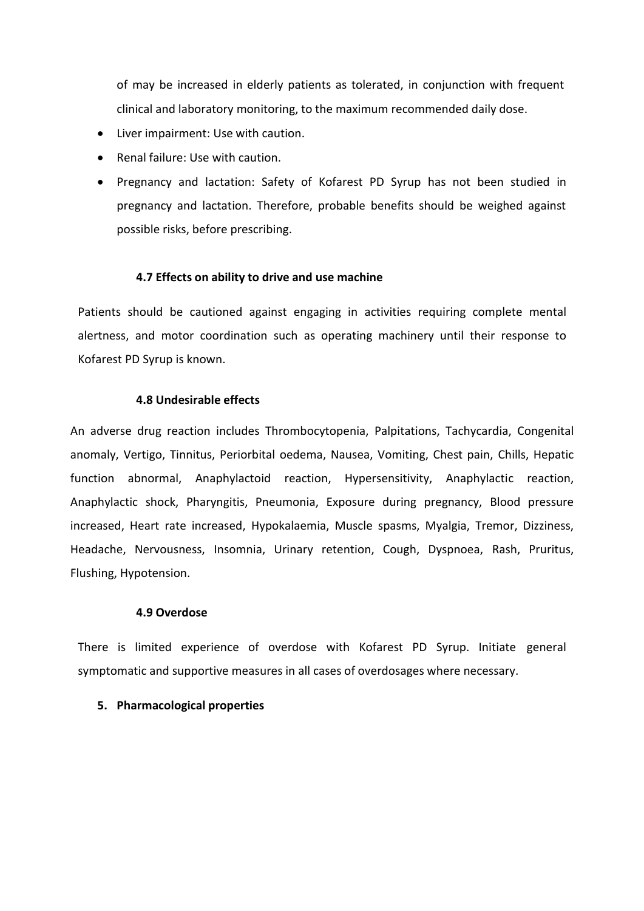of may be increased in elderly patients as tolerated, in conjunction with frequent clinical and laboratory monitoring, to the maximum recommended daily dose.

- Liver impairment: Use with caution.
- Renal failure: Use with caution.
- Pregnancy and lactation: Safety of Kofarest PD Syrup has not been studied in pregnancy and lactation. Therefore, probable benefits should be weighed against possible risks, before prescribing.

### 4.7 Effects on ability to drive and use machine

Patients should be cautioned against engaging in activities requiring complete mental alertness, and motor coordination such as operating machinery until their response to Kofarest PD Syrup is known.

### 4.8 Undesirable effects

An adverse drug reaction includes Thrombocytopenia, Palpitations, Tachycardia, Congenital anomaly, Vertigo, Tinnitus, Periorbital oedema, Nausea, Vomiting, Chest pain, Chills, Hepatic function abnormal, Anaphylactoid reaction, Hypersensitivity, Anaphylactic reaction, Anaphylactic shock, Pharyngitis, Pneumonia, Exposure during pregnancy, Blood pressure increased, Heart rate increased, Hypokalaemia, Muscle spasms, Myalgia, Tremor, Dizziness, Headache, Nervousness, Insomnia, Urinary retention, Cough, Dyspnoea, Rash, Pruritus, Flushing, Hypotension.

### 4.9 Overdose

There is limited experience of overdose with Kofarest PD Syrup. Initiate general symptomatic and supportive measures in all cases of overdosages where necessary.

## 5. Pharmacological properties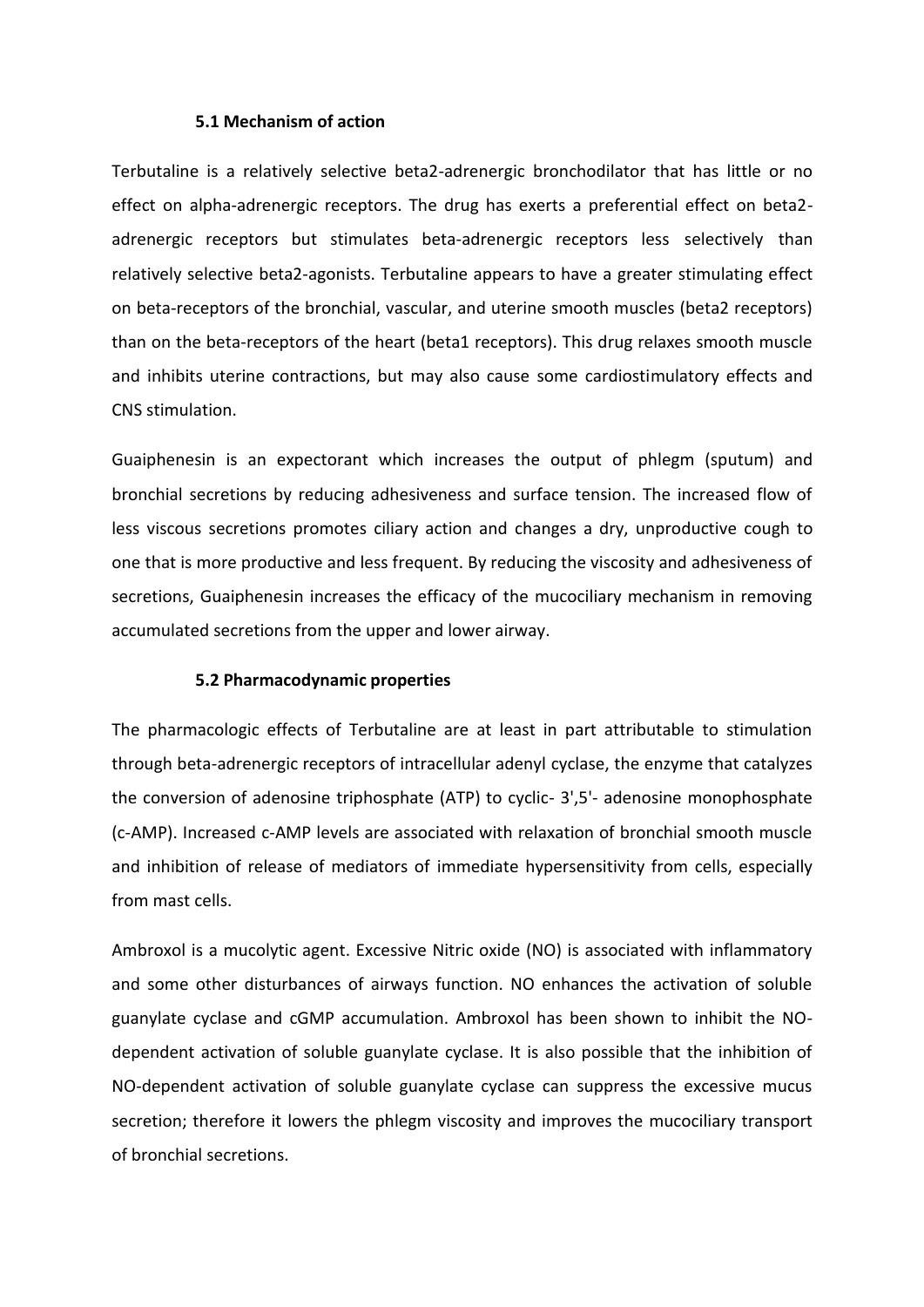### 5.1 Mechanism of action

Terbutaline is a relatively selective beta2-adrenergic bronchodilator that has little or no effect on alpha-adrenergic receptors. The drug has exerts a preferential effect on beta2-adrenergic receptors but stimulates beta-adrenergic receptors less selectively than relatively selective beta2-agonists. Terbutaline appears to have a greater stimulating effect on beta-receptors of the bronchial, vascular, and uterine smooth muscles (beta2 receptors) than on the beta-receptors of the heart (beta1 receptors). This drug relaxes smooth muscle and inhibits uterine contractions, but may also cause some cardiostimulatory effects and CNS stimulation.

Guaiphenesin is an expectorant which increases the output of phlegm (sputum) and bronchial secretions by reducing adhesiveness and surface tension. The increased flow of less viscous secretions promotes ciliary action and changes a dry, unproductive cough to one that is more productive and less frequent. By reducing the viscosity and adhesiveness of secretions, Guaiphenesin increases the efficacy of the mucociliary mechanism in removing accumulated secretions from the upper and lower airway.

### 5.2 Pharmacodynamic properties

The pharmacologic effects of Terbutaline are at least in part attributable to stimulation through beta-adrenergic receptors of intracellular adenyl cyclase, the enzyme that catalyzes the conversion of adenosine triphosphate (ATP) to cyclic- 3',5'- adenosine monophosphate (c-AMP). Increased c-AMP levels are associated with relaxation of bronchial smooth muscle and inhibition of release of mediators of immediate hypersensitivity from cells, especially from mast cells.

Ambroxol is a mucolytic agent. Excessive Nitric oxide (NO) is associated with inflammatory and some other disturbances of airways function. NO enhances the activation of soluble guanylate cyclase and cGMP accumulation. Ambroxol has been shown to inhibit the NO-dependent activation of soluble guanylate cyclase. It is also possible that the inhibition of NO-dependent activation of soluble guanylate cyclase can suppress the excessive mucus secretion; therefore it lowers the phlegm viscosity and improves the mucociliary transport of bronchial secretions.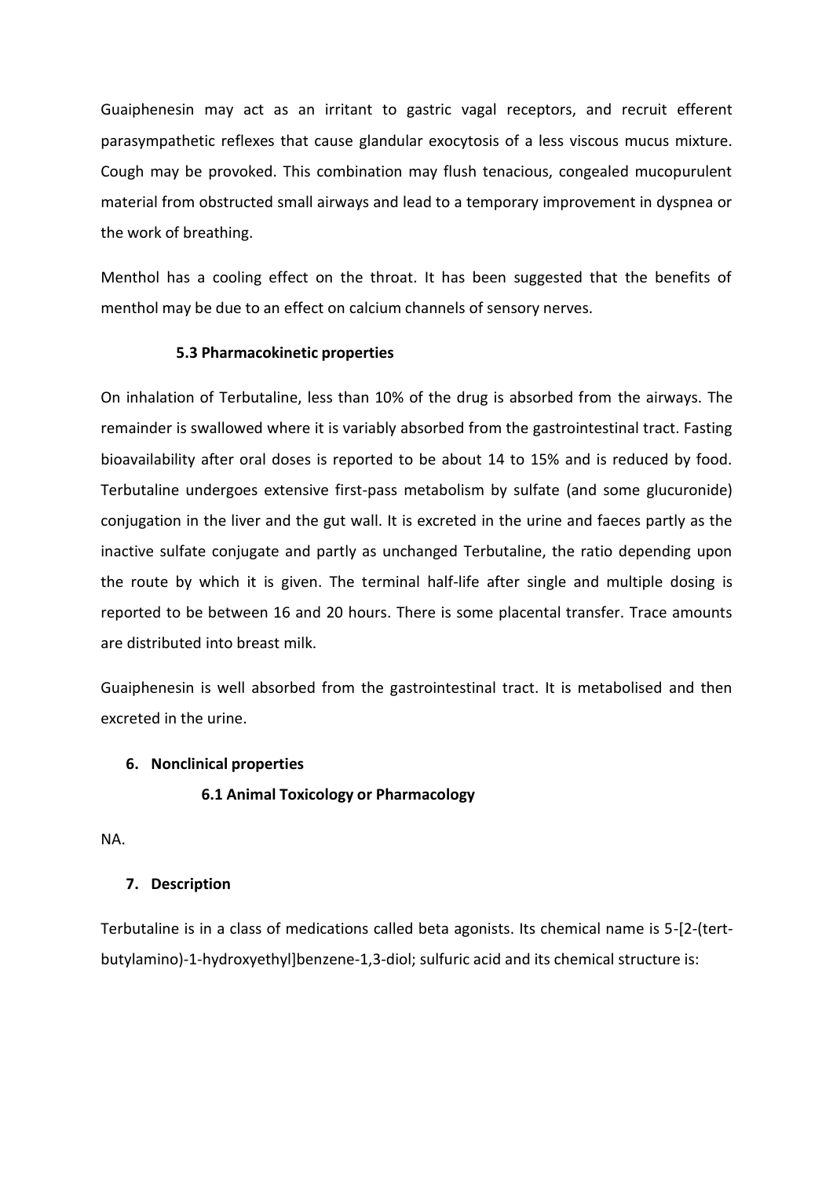Guaiphenesin may act as an irritant to gastric vagal receptors, and recruit efferent parasympathetic reflexes that cause glandular exocytosis of a less viscous mucus mixture. Cough may be provoked. This combination may flush tenacious, congealed mucopurulent material from obstructed small airways and lead to a temporary improvement in dyspnea or the work of breathing.

Menthol has a cooling effect on the throat. It has been suggested that the benefits of menthol may be due to an effect on calcium channels of sensory nerves.

### 5.3 Pharmacokinetic properties

On inhalation of Terbutaline, less than 10% of the drug is absorbed from the airways. The remainder is swallowed where it is variably absorbed from the gastrointestinal tract. Fasting bioavailability after oral doses is reported to be about 14 to 15% and is reduced by food. Terbutaline undergoes extensive first-pass metabolism by sulfate (and some glucuronide) conjugation in the liver and the gut wall. It is excreted in the urine and faeces partly as the inactive sulfate conjugate and partly as unchanged Terbutaline, the ratio depending upon the route by which it is given. The terminal half-life after single and multiple dosing is reported to be between 16 and 20 hours. There is some placental transfer. Trace amounts are distributed into breast milk.

Guaiphenesin is well absorbed from the gastrointestinal tract. It is metabolised and then excreted in the urine.

## 6. Nonclinical properties

### 6.1 Animal Toxicology or Pharmacology

NA.

## 7. Description

Terbutaline is in a class of medications called beta agonists. Its chemical name is 5-[2-(tert-butylamino)-1-hydroxyethyl]benzene-1,3-diol; sulfuric acid and its chemical structure is: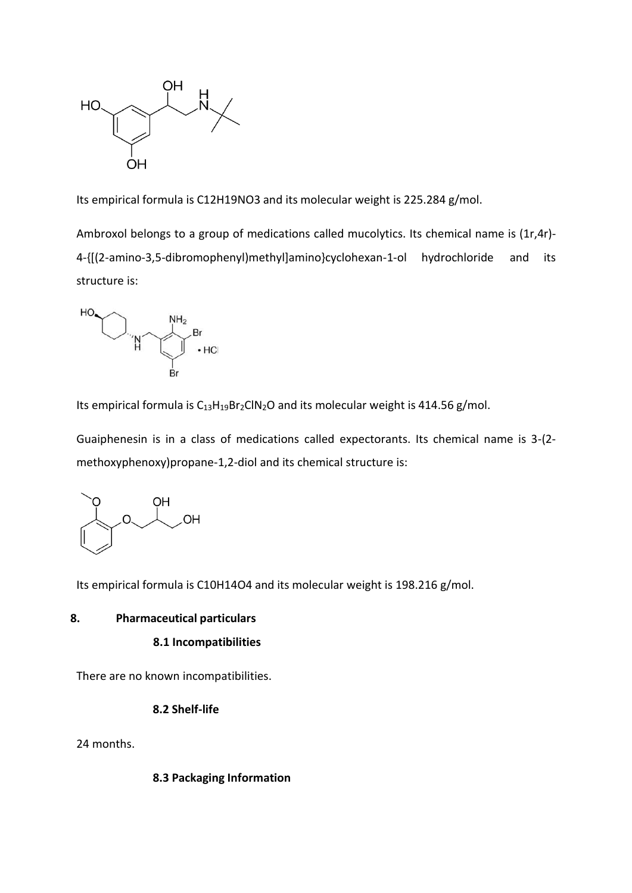Its empirical formula is $C_{12}H_{19}NO_3$ and its molecular weight is 225.284 g/mol.

Ambroxol belongs to a group of medications called mucolytics. Its chemical name is (1r,4r)-4-{[(2-amino-3,5-dibromophenyl)methyl]amino}cyclohexan-1-ol hydrochloride and its structure is:

Its empirical formula is $C_{13}H_{19}Br_2ClN_2O$ and its molecular weight is 414.56 g/mol.

Guaiphenesin is in a class of medications called expectorants. Its chemical name is 3-(2-methoxyphenoxy)propane-1,2-diol and its chemical structure is:

Its empirical formula is $C_{10}H_{14}O_4$ and its molecular weight is 198.216 g/mol.

## 8. Pharmaceutical particulars

### 8.1 Incompatibilities

There are no known incompatibilities.

### 8.2 Shelf-life

24 months.

### 8.3 Packaging Information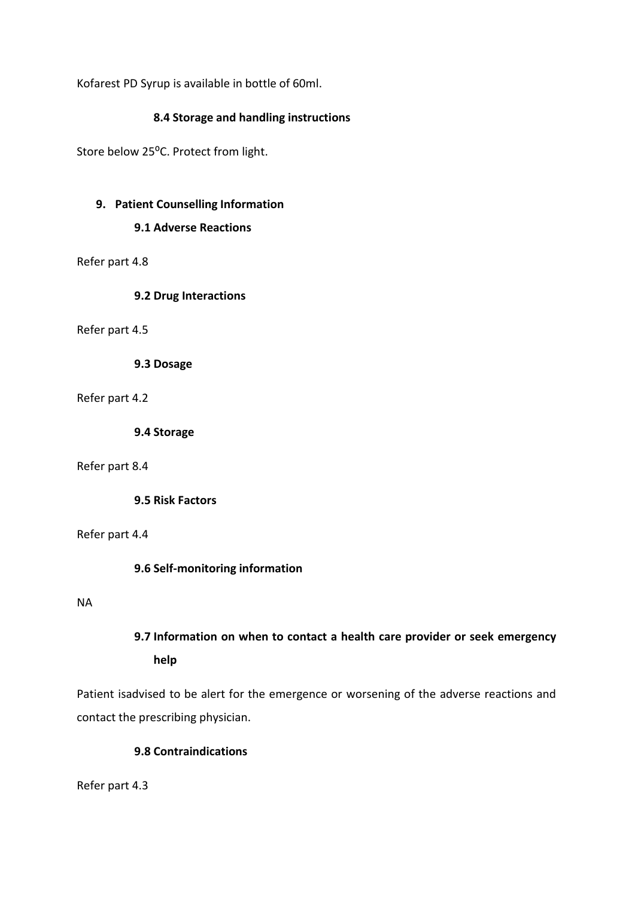Kofarest PD Syrup is available in bottle of 60ml.

### 8.4 Storage and handling instructions

Store below 25$^{o}$C. Protect from light.

## 9. Patient Counselling Information

### 9.1 Adverse Reactions

Refer part 4.8

### 9.2 Drug Interactions

Refer part 4.5

### 9.3 Dosage

Refer part 4.2

### 9.4 Storage

Refer part 8.4

### 9.5 Risk Factors

Refer part 4.4

### 9.6 Self-monitoring information

NA

### 9.7 Information on when to contact a health care provider or seek emergency help

Patient isadvised to be alert for the emergence or worsening of the adverse reactions and contact the prescribing physician.

### 9.8 Contraindications

Refer part 4.3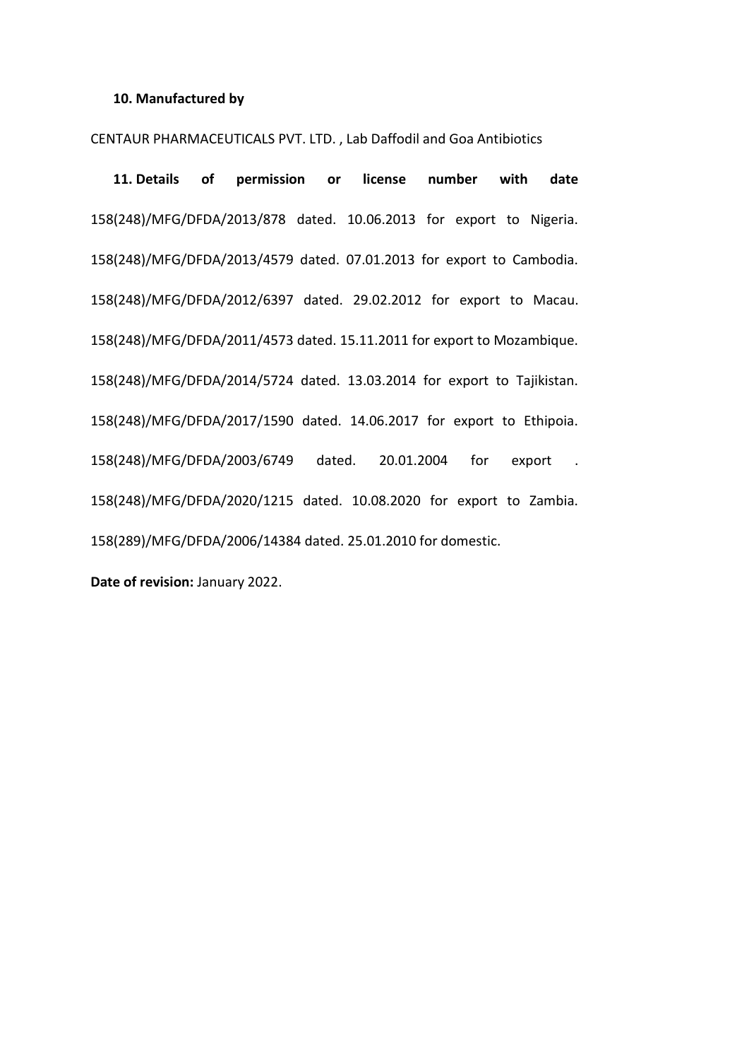**10. Manufactured by**

CENTAUR PHARMACEUTICALS PVT. LTD. , Lab Daffodil and Goa Antibiotics

**11. Details of permission or license number with date**

158(248)/MFG/DFDA/2013/878 dated. 10.06.2013 for export to Nigeria.
158(248)/MFG/DFDA/2013/4579 dated. 07.01.2013 for export to Cambodia.
158(248)/MFG/DFDA/2012/6397 dated. 29.02.2012 for export to Macau.
158(248)/MFG/DFDA/2011/4573 dated. 15.11.2011 for export to Mozambique.
158(248)/MFG/DFDA/2014/5724 dated. 13.03.2014 for export to Tajikistan.
158(248)/MFG/DFDA/2017/1590 dated. 14.06.2017 for export to Ethipoia.
158(248)/MFG/DFDA/2003/6749 dated. 20.01.2004 for export .
158(248)/MFG/DFDA/2020/1215 dated. 10.08.2020 for export to Zambia.
158(289)/MFG/DFDA/2006/14384 dated. 25.01.2010 for domestic.

**Date of revision:** January 2022.